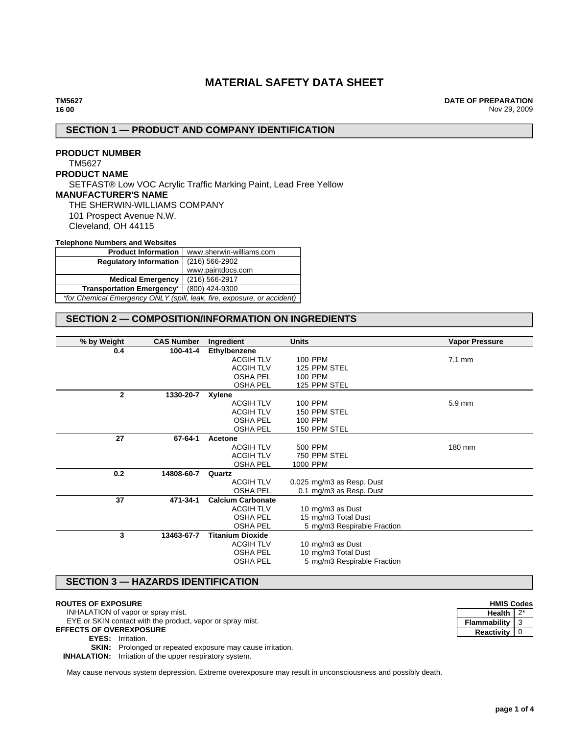# MATERIAL SAFETY DATA SHEET

**TM5627**
**16 00**

**DATE OF PREPARATION**
Nov 29, 2009

## SECTION 1 — PRODUCT AND COMPANY IDENTIFICATION

**PRODUCT NUMBER**
TM5627

**PRODUCT NAME**
SETFAST® Low VOC Acrylic Traffic Marking Paint, Lead Free Yellow

**MANUFACTURER'S NAME**
THE SHERWIN-WILLIAMS COMPANY
101 Prospect Avenue N.W.
Cleveland, OH 44115

**Telephone Numbers and Websites**

| | |
|---|---|
| **Product Information** | www.sherwin-williams.com |
| **Regulatory Information** | (216) 566-2902<br>www.paintdocs.com |
| **Medical Emergency** | (216) 566-2917 |
| **Transportation Emergency*** | (800) 424-9300 |
| *\*for Chemical Emergency ONLY (spill, leak, fire, exposure, or accident)* | |

## SECTION 2 — COMPOSITION/INFORMATION ON INGREDIENTS

| % by Weight | CAS Number | Ingredient | Units | Vapor Pressure |
|---|---|---|---|---|
| 0.4 | 100-41-4 | **Ethylbenzene** | | |
| | | ACGIH TLV | 100 PPM | 7.1 mm |
| | | ACGIH TLV | 125 PPM STEL | |
| | | OSHA PEL | 100 PPM | |
| | | OSHA PEL | 125 PPM STEL | |
| 2 | 1330-20-7 | **Xylene** | | |
| | | ACGIH TLV | 100 PPM | 5.9 mm |
| | | ACGIH TLV | 150 PPM STEL | |
| | | OSHA PEL | 100 PPM | |
| | | OSHA PEL | 150 PPM STEL | |
| 27 | 67-64-1 | **Acetone** | | |
| | | ACGIH TLV | 500 PPM | 180 mm |
| | | ACGIH TLV | 750 PPM STEL | |
| | | OSHA PEL | 1000 PPM | |
| 0.2 | 14808-60-7 | **Quartz** | | |
| | | ACGIH TLV | 0.025 mg/m3 as Resp. Dust | |
| | | OSHA PEL | 0.1 mg/m3 as Resp. Dust | |
| 37 | 471-34-1 | **Calcium Carbonate** | | |
| | | ACGIH TLV | 10 mg/m3 as Dust | |
| | | OSHA PEL | 15 mg/m3 Total Dust | |
| | | OSHA PEL | 5 mg/m3 Respirable Fraction | |
| 3 | 13463-67-7 | **Titanium Dioxide** | | |
| | | ACGIH TLV | 10 mg/m3 as Dust | |
| | | OSHA PEL | 10 mg/m3 Total Dust | |
| | | OSHA PEL | 5 mg/m3 Respirable Fraction | |

## SECTION 3 — HAZARDS IDENTIFICATION

**HMIS Codes**

| | |
|---|---|
| **Health** | 2* |
| **Flammability** | 3 |
| **Reactivity** | 0 |

**ROUTES OF EXPOSURE**
INHALATION of vapor or spray mist.
EYE or SKIN contact with the product, vapor or spray mist.

**EFFECTS OF OVEREXPOSURE**
**EYES:** Irritation.
**SKIN:** Prolonged or repeated exposure may cause irritation.
**INHALATION:** Irritation of the upper respiratory system.

May cause nervous system depression. Extreme overexposure may result in unconsciousness and possibly death.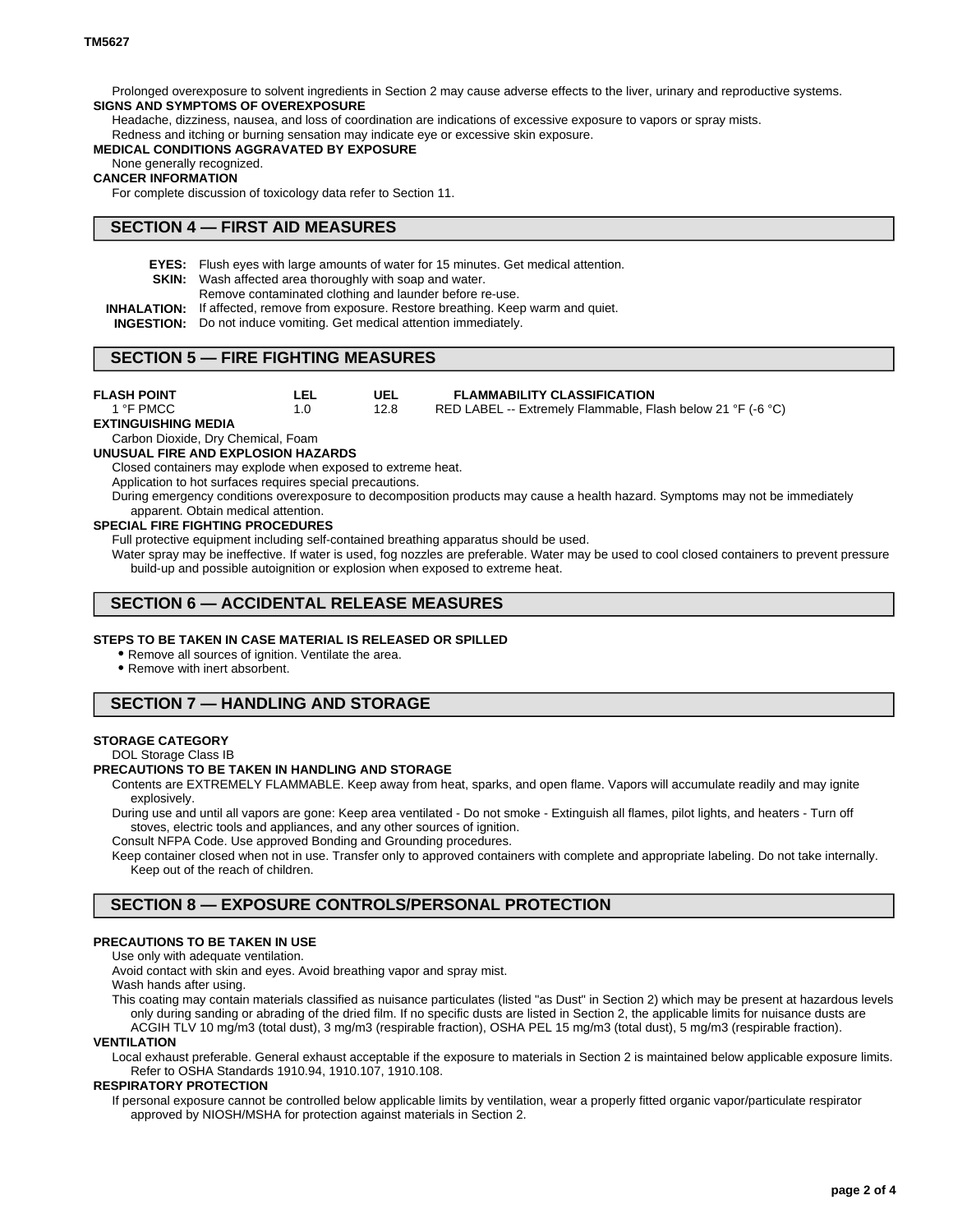Prolonged overexposure to solvent ingredients in Section 2 may cause adverse effects to the liver, urinary and reproductive systems.

**SIGNS AND SYMPTOMS OF OVEREXPOSURE**

Headache, dizziness, nausea, and loss of coordination are indications of excessive exposure to vapors or spray mists.

Redness and itching or burning sensation may indicate eye or excessive skin exposure.

**MEDICAL CONDITIONS AGGRAVATED BY EXPOSURE**

None generally recognized.

**CANCER INFORMATION**

For complete discussion of toxicology data refer to Section 11.

## SECTION 4 — FIRST AID MEASURES

**EYES:** Flush eyes with large amounts of water for 15 minutes. Get medical attention.

**SKIN:** Wash affected area thoroughly with soap and water.
Remove contaminated clothing and launder before re-use.

**INHALATION:** If affected, remove from exposure. Restore breathing. Keep warm and quiet.

**INGESTION:** Do not induce vomiting. Get medical attention immediately.

## SECTION 5 — FIRE FIGHTING MEASURES

| FLASH POINT | LEL | UEL | FLAMMABILITY CLASSIFICATION |
|---|---|---|---|
| 1 °F PMCC | 1.0 | 12.8 | RED LABEL -- Extremely Flammable, Flash below 21 °F (-6 °C) |

**EXTINGUISHING MEDIA**

Carbon Dioxide, Dry Chemical, Foam

**UNUSUAL FIRE AND EXPLOSION HAZARDS**

Closed containers may explode when exposed to extreme heat.

Application to hot surfaces requires special precautions.

During emergency conditions overexposure to decomposition products may cause a health hazard. Symptoms may not be immediately apparent. Obtain medical attention.

**SPECIAL FIRE FIGHTING PROCEDURES**

Full protective equipment including self-contained breathing apparatus should be used.

Water spray may be ineffective. If water is used, fog nozzles are preferable. Water may be used to cool closed containers to prevent pressure build-up and possible autoignition or explosion when exposed to extreme heat.

## SECTION 6 — ACCIDENTAL RELEASE MEASURES

**STEPS TO BE TAKEN IN CASE MATERIAL IS RELEASED OR SPILLED**

- Remove all sources of ignition. Ventilate the area.
- Remove with inert absorbent.

## SECTION 7 — HANDLING AND STORAGE

**STORAGE CATEGORY**

DOL Storage Class IB

**PRECAUTIONS TO BE TAKEN IN HANDLING AND STORAGE**

Contents are EXTREMELY FLAMMABLE. Keep away from heat, sparks, and open flame. Vapors will accumulate readily and may ignite explosively.

During use and until all vapors are gone: Keep area ventilated - Do not smoke - Extinguish all flames, pilot lights, and heaters - Turn off stoves, electric tools and appliances, and any other sources of ignition.

Consult NFPA Code. Use approved Bonding and Grounding procedures.

Keep container closed when not in use. Transfer only to approved containers with complete and appropriate labeling. Do not take internally. Keep out of the reach of children.

## SECTION 8 — EXPOSURE CONTROLS/PERSONAL PROTECTION

**PRECAUTIONS TO BE TAKEN IN USE**

Use only with adequate ventilation.

Avoid contact with skin and eyes. Avoid breathing vapor and spray mist.

Wash hands after using.

This coating may contain materials classified as nuisance particulates (listed "as Dust" in Section 2) which may be present at hazardous levels only during sanding or abrading of the dried film. If no specific dusts are listed in Section 2, the applicable limits for nuisance dusts are ACGIH TLV 10 mg/m3 (total dust), 3 mg/m3 (respirable fraction), OSHA PEL 15 mg/m3 (total dust), 5 mg/m3 (respirable fraction).

**VENTILATION**

Local exhaust preferable. General exhaust acceptable if the exposure to materials in Section 2 is maintained below applicable exposure limits. Refer to OSHA Standards 1910.94, 1910.107, 1910.108.

**RESPIRATORY PROTECTION**

If personal exposure cannot be controlled below applicable limits by ventilation, wear a properly fitted organic vapor/particulate respirator approved by NIOSH/MSHA for protection against materials in Section 2.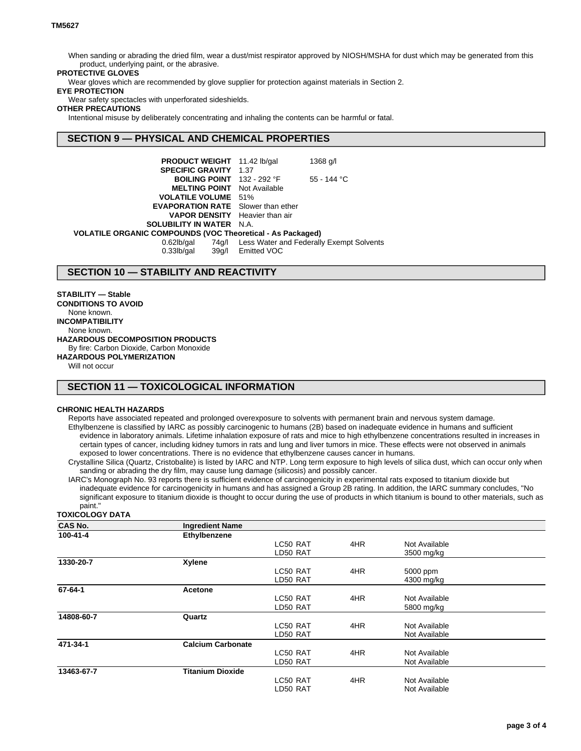When sanding or abrading the dried film, wear a dust/mist respirator approved by NIOSH/MSHA for dust which may be generated from this product, underlying paint, or the abrasive.

**PROTECTIVE GLOVES**

Wear gloves which are recommended by glove supplier for protection against materials in Section 2.

**EYE PROTECTION**

Wear safety spectacles with unperforated sideshields.

**OTHER PRECAUTIONS**

Intentional misuse by deliberately concentrating and inhaling the contents can be harmful or fatal.

## SECTION 9 — PHYSICAL AND CHEMICAL PROPERTIES

| | | |
|---|---|---|
| **PRODUCT WEIGHT** | 11.42 lb/gal | 1368 g/l |
| **SPECIFIC GRAVITY** | 1.37 | |
| **BOILING POINT** | 132 - 292 °F | 55 - 144 °C |
| **MELTING POINT** | Not Available | |
| **VOLATILE VOLUME** | 51% | |
| **EVAPORATION RATE** | Slower than ether | |
| **VAPOR DENSITY** | Heavier than air | |
| **SOLUBILITY IN WATER** | N.A. | |

**VOLATILE ORGANIC COMPOUNDS (VOC Theoretical - As Packaged)**

| | | |
|---|---|---|
| 0.62lb/gal | 74g/l | Less Water and Federally Exempt Solvents |
| 0.33lb/gal | 39g/l | Emitted VOC |

## SECTION 10 — STABILITY AND REACTIVITY

**STABILITY — Stable**

**CONDITIONS TO AVOID**

None known.

**INCOMPATIBILITY**

None known.

**HAZARDOUS DECOMPOSITION PRODUCTS**

By fire: Carbon Dioxide, Carbon Monoxide

**HAZARDOUS POLYMERIZATION**

Will not occur

## SECTION 11 — TOXICOLOGICAL INFORMATION

**CHRONIC HEALTH HAZARDS**

Reports have associated repeated and prolonged overexposure to solvents with permanent brain and nervous system damage.

Ethylbenzene is classified by IARC as possibly carcinogenic to humans (2B) based on inadequate evidence in humans and sufficient evidence in laboratory animals. Lifetime inhalation exposure of rats and mice to high ethylbenzene concentrations resulted in increases in certain types of cancer, including kidney tumors in rats and lung and liver tumors in mice. These effects were not observed in animals exposed to lower concentrations. There is no evidence that ethylbenzene causes cancer in humans.

Crystalline Silica (Quartz, Cristobalite) is listed by IARC and NTP. Long term exposure to high levels of silica dust, which can occur only when sanding or abrading the dry film, may cause lung damage (silicosis) and possibly cancer.

IARC's Monograph No. 93 reports there is sufficient evidence of carcinogenicity in experimental rats exposed to titanium dioxide but inadequate evidence for carcinogenicity in humans and has assigned a Group 2B rating. In addition, the IARC summary concludes, "No significant exposure to titanium dioxide is thought to occur during the use of products in which titanium is bound to other materials, such as paint."

**TOXICOLOGY DATA**

| CAS No. | Ingredient Name | | | |
|---|---|---|---|---|
| **100-41-4** | **Ethylbenzene** | | | |
| | | LC50 RAT | 4HR | Not Available |
| | | LD50 RAT | | 3500 mg/kg |
| **1330-20-7** | **Xylene** | | | |
| | | LC50 RAT | 4HR | 5000 ppm |
| | | LD50 RAT | | 4300 mg/kg |
| **67-64-1** | **Acetone** | | | |
| | | LC50 RAT | 4HR | Not Available |
| | | LD50 RAT | | 5800 mg/kg |
| **14808-60-7** | **Quartz** | | | |
| | | LC50 RAT | 4HR | Not Available |
| | | LD50 RAT | | Not Available |
| **471-34-1** | **Calcium Carbonate** | | | |
| | | LC50 RAT | 4HR | Not Available |
| | | LD50 RAT | | Not Available |
| **13463-67-7** | **Titanium Dioxide** | | | |
| | | LC50 RAT | 4HR | Not Available |
| | | LD50 RAT | | Not Available |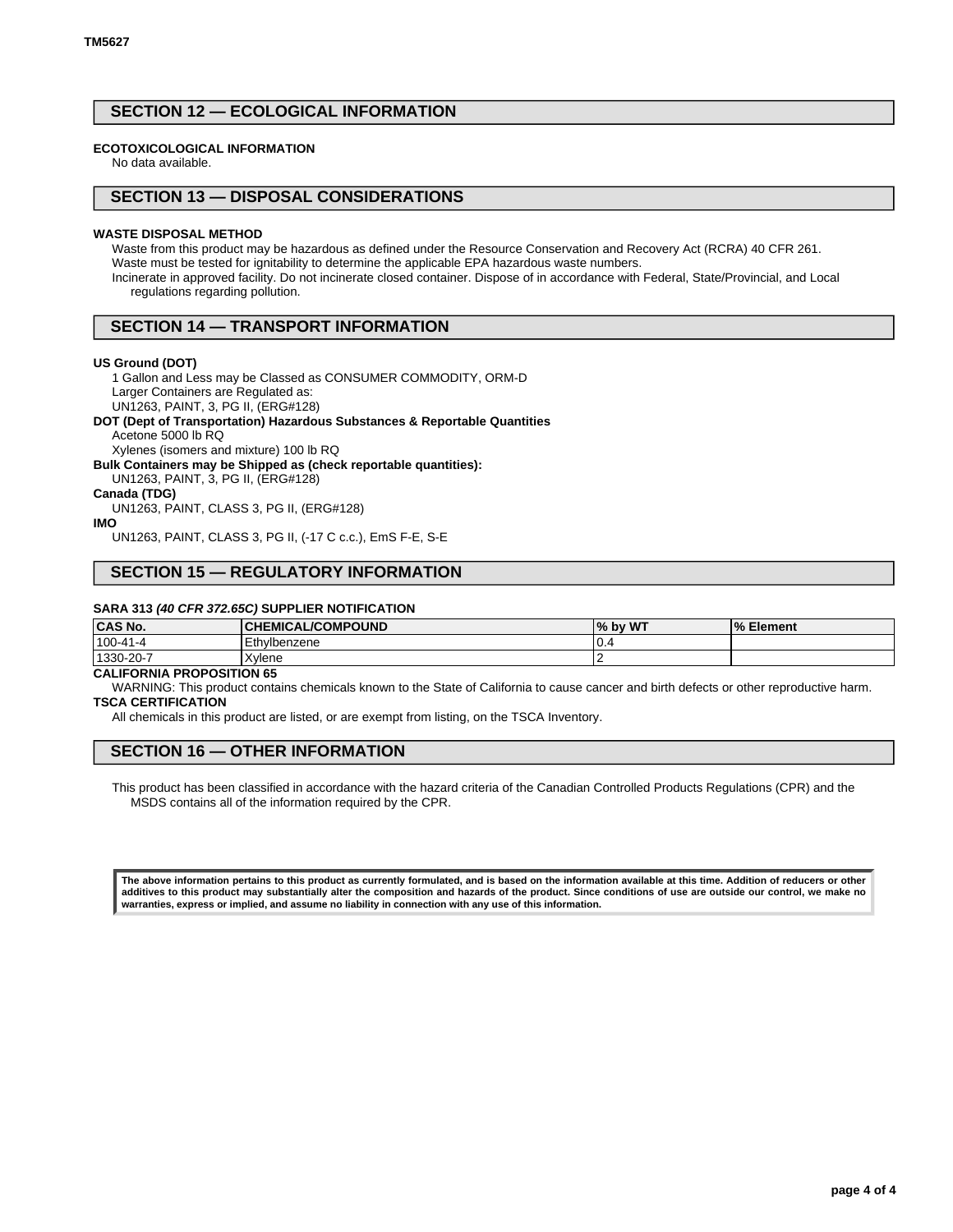## SECTION 12 — ECOLOGICAL INFORMATION

**ECOTOXICOLOGICAL INFORMATION**

No data available.

## SECTION 13 — DISPOSAL CONSIDERATIONS

**WASTE DISPOSAL METHOD**

Waste from this product may be hazardous as defined under the Resource Conservation and Recovery Act (RCRA) 40 CFR 261.
Waste must be tested for ignitability to determine the applicable EPA hazardous waste numbers.
Incinerate in approved facility. Do not incinerate closed container. Dispose of in accordance with Federal, State/Provincial, and Local regulations regarding pollution.

## SECTION 14 — TRANSPORT INFORMATION

**US Ground (DOT)**

1 Gallon and Less may be Classed as CONSUMER COMMODITY, ORM-D
Larger Containers are Regulated as:
UN1263, PAINT, 3, PG II, (ERG#128)

**DOT (Dept of Transportation) Hazardous Substances & Reportable Quantities**

Acetone 5000 lb RQ
Xylenes (isomers and mixture) 100 lb RQ

**Bulk Containers may be Shipped as (check reportable quantities):**

UN1263, PAINT, 3, PG II, (ERG#128)

**Canada (TDG)**

UN1263, PAINT, CLASS 3, PG II, (ERG#128)

**IMO**

UN1263, PAINT, CLASS 3, PG II, (-17 C c.c.), EmS F-E, S-E

## SECTION 15 — REGULATORY INFORMATION

**SARA 313 *(40 CFR 372.65C)* SUPPLIER NOTIFICATION**

| CAS No. | CHEMICAL/COMPOUND | % by WT | % Element |
|---|---|---|---|
| 100-41-4 | Ethylbenzene | 0.4 | |
| 1330-20-7 | Xylene | 2 | |

**CALIFORNIA PROPOSITION 65**

WARNING: This product contains chemicals known to the State of California to cause cancer and birth defects or other reproductive harm.

**TSCA CERTIFICATION**

All chemicals in this product are listed, or are exempt from listing, on the TSCA Inventory.

## SECTION 16 — OTHER INFORMATION

This product has been classified in accordance with the hazard criteria of the Canadian Controlled Products Regulations (CPR) and the MSDS contains all of the information required by the CPR.

**The above information pertains to this product as currently formulated, and is based on the information available at this time. Addition of reducers or other additives to this product may substantially alter the composition and hazards of the product. Since conditions of use are outside our control, we make no warranties, express or implied, and assume no liability in connection with any use of this information.**